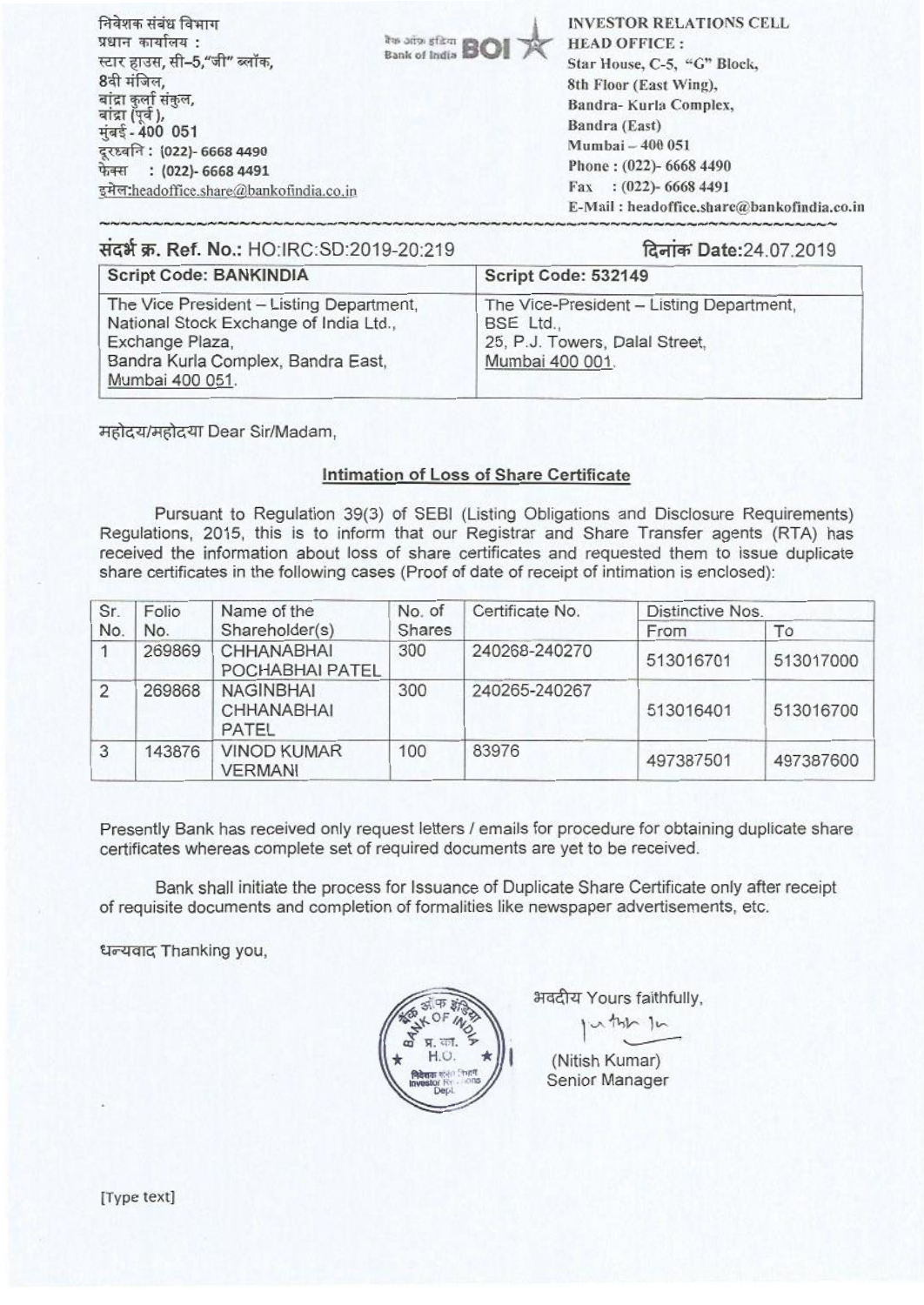निवेशक संबंध विभाग
प्रधान कार्यालय :
स्टार हाउस, सी–5,"जी" ब्लॉक,
8वी मंजिल,
बांद्रा कुर्ला संकुल,
बांद्रा (पूर्व),
मुंबई - 400 051
दूरध्वनि : (022)- 6668 4490
फेक्स : (022)- 6668 4491
इमेल:headoffice.share@bankofindia.co.in

बैंक ऑफ इंडिया Bank of India BOI

INVESTOR RELATIONS CELL
HEAD OFFICE :
Star House, C-5, "G" Block,
8th Floor (East Wing),
Bandra- Kurla Complex,
Bandra (East)
Mumbai – 400 051
Phone : (022)- 6668 4490
Fax : (022)- 6668 4491
E-Mail : headoffice.share@bankofindia.co.in

**संदर्भ क्र. Ref. No.:** HO:IRC:SD:2019-20:219

**दिनांक Date:**24.07.2019

| Script Code: BANKINDIA | Script Code: 532149 |
|---|---|
| The Vice President – Listing Department, National Stock Exchange of India Ltd., Exchange Plaza, Bandra Kurla Complex, Bandra East, Mumbai 400 051. | The Vice-President – Listing Department, BSE Ltd., 25, P.J. Towers, Dalal Street, Mumbai 400 001. |

महोदय/महोदया Dear Sir/Madam,

**Intimation of Loss of Share Certificate**

Pursuant to Regulation 39(3) of SEBI (Listing Obligations and Disclosure Requirements) Regulations, 2015, this is to inform that our Registrar and Share Transfer agents (RTA) has received the information about loss of share certificates and requested them to issue duplicate share certificates in the following cases (Proof of date of receipt of intimation is enclosed):

| Sr. No. | Folio No. | Name of the Shareholder(s) | No. of Shares | Certificate No. | Distinctive Nos. | |
|---|---|---|---|---|---|---|
| | | | | | From | To |
| 1 | 269869 | CHHANABHAI POCHABHAI PATEL | 300 | 240268-240270 | 513016701 | 513017000 |
| 2 | 269868 | NAGINBHAI CHHANABHAI PATEL | 300 | 240265-240267 | 513016401 | 513016700 |
| 3 | 143876 | VINOD KUMAR VERMANI | 100 | 83976 | 497387501 | 497387600 |

Presently Bank has received only request letters / emails for procedure for obtaining duplicate share certificates whereas complete set of required documents are yet to be received.

Bank shall initiate the process for Issuance of Duplicate Share Certificate only after receipt of requisite documents and completion of formalities like newspaper advertisements, etc.

धन्यवाद Thanking you,

भवदीय Yours faithfully,

(Nitish Kumar)
Senior Manager

[Type text]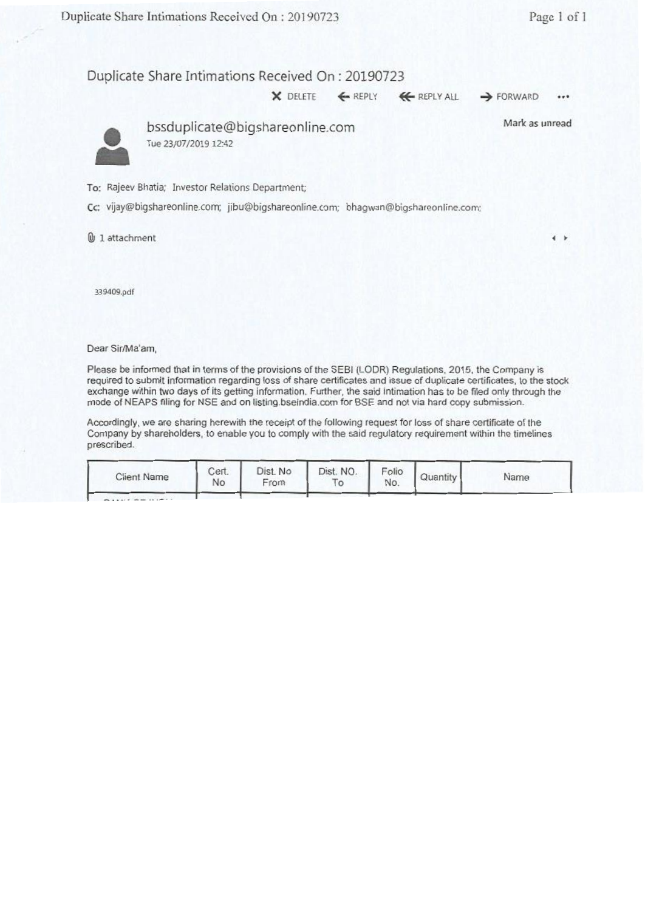# Duplicate Share Intimations Received On : 20190723

X DELETE ← REPLY ⇇ REPLY ALL → FORWARD •••

**bssduplicate@bigshareonline.com**

Tue 23/07/2019 12:42

Mark as unread

To: Rajeev Bhatia; Investor Relations Department;

Cc: vijay@bigshareonline.com; jibu@bigshareonline.com; bhagwan@bigshareonline.com;

1 attachment

339409.pdf

Dear Sir/Ma'am,

Please be informed that in terms of the provisions of the SEBI (LODR) Regulations, 2015, the Company is required to submit information regarding loss of share certificates and issue of duplicate certificates, to the stock exchange within two days of its getting information. Further, the said intimation has to be filed only through the mode of NEAPS filing for NSE and on listing.bseindia.com for BSE and not via hard copy submission.

Accordingly, we are sharing herewith the receipt of the following request for loss of share certificate of the Company by shareholders, to enable you to comply with the said regulatory requirement within the timelines prescribed.

| Client Name | Cert. No | Dist. No From | Dist. NO. To | Folio No. | Quantity | Name |
|---|---|---|---|---|---|---|